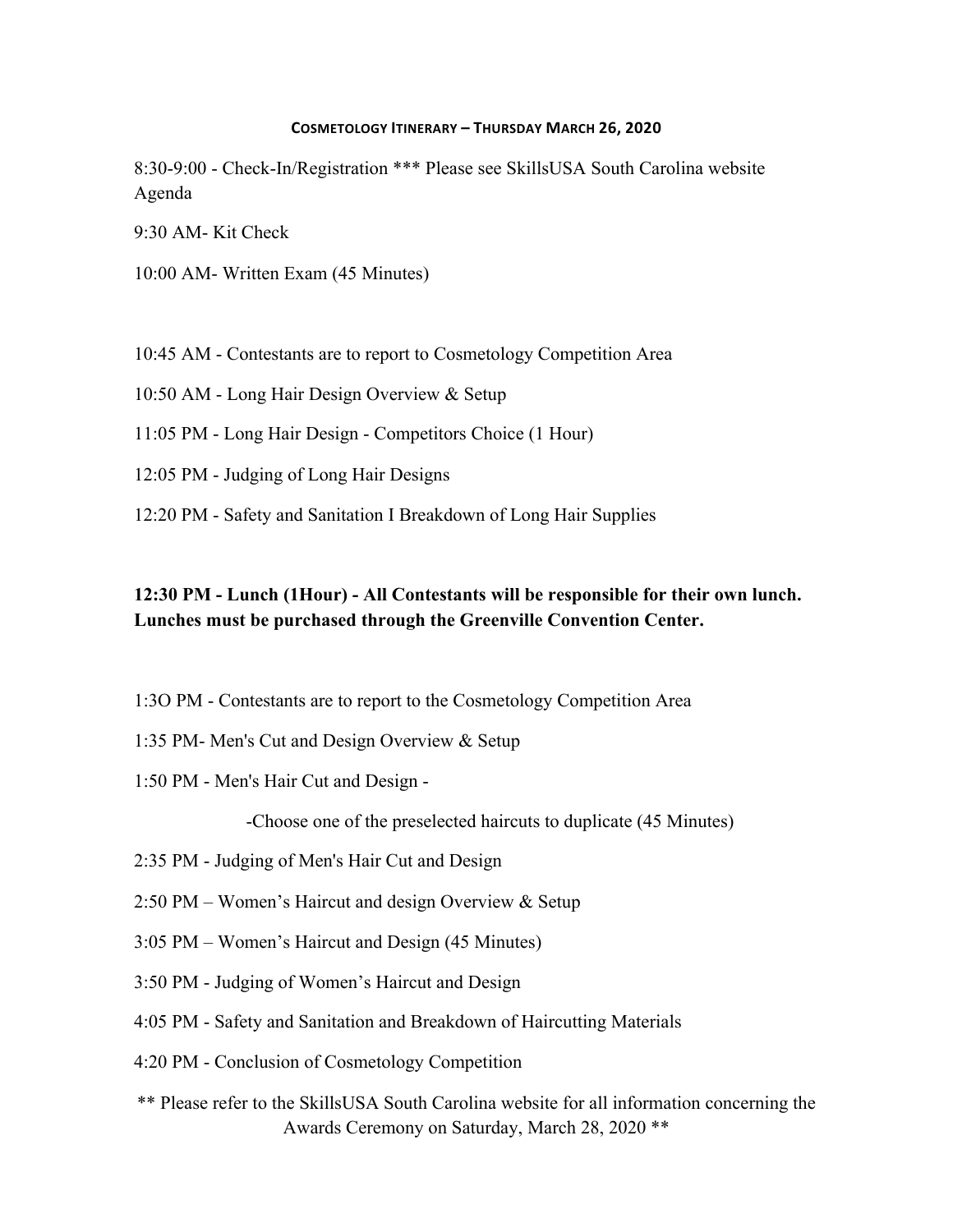# Cosmetology Itinerary – Thursday March 26, 2020

8:30-9:00 - Check-In/Registration *** Please see SkillsUSA South Carolina website Agenda

9:30 AM- Kit Check

10:00 AM- Written Exam (45 Minutes)

10:45 AM - Contestants are to report to Cosmetology Competition Area

10:50 AM - Long Hair Design Overview & Setup

11:05 PM - Long Hair Design - Competitors Choice (1 Hour)

12:05 PM - Judging of Long Hair Designs

12:20 PM - Safety and Sanitation I Breakdown of Long Hair Supplies

**12:30 PM - Lunch (1Hour) - All Contestants will be responsible for their own lunch. Lunches must be purchased through the Greenville Convention Center.**

1:3O PM - Contestants are to report to the Cosmetology Competition Area

1:35 PM- Men's Cut and Design Overview & Setup

1:50 PM - Men's Hair Cut and Design -

-Choose one of the preselected haircuts to duplicate (45 Minutes)

2:35 PM - Judging of Men's Hair Cut and Design

2:50 PM – Women's Haircut and design Overview & Setup

3:05 PM – Women's Haircut and Design (45 Minutes)

3:50 PM - Judging of Women's Haircut and Design

4:05 PM - Safety and Sanitation and Breakdown of Haircutting Materials

4:20 PM - Conclusion of Cosmetology Competition

** Please refer to the SkillsUSA South Carolina website for all information concerning the Awards Ceremony on Saturday, March 28, 2020 **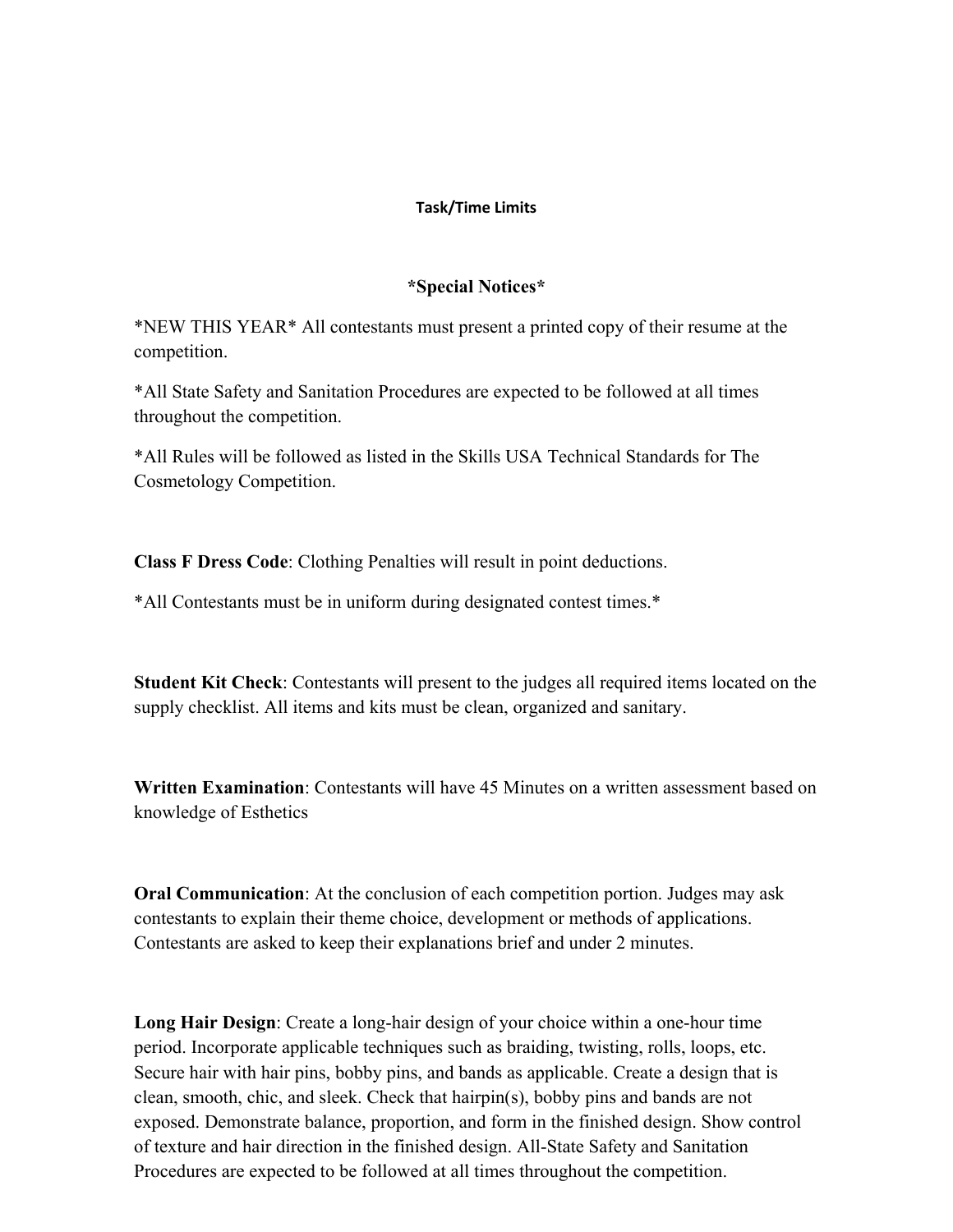## Task/Time Limits

### *Special Notices*

*NEW THIS YEAR* All contestants must present a printed copy of their resume at the competition.

*All State Safety and Sanitation Procedures are expected to be followed at all times throughout the competition.

*All Rules will be followed as listed in the Skills USA Technical Standards for The Cosmetology Competition.

**Class F Dress Code**: Clothing Penalties will result in point deductions.

*All Contestants must be in uniform during designated contest times.*

**Student Kit Check**: Contestants will present to the judges all required items located on the supply checklist. All items and kits must be clean, organized and sanitary.

**Written Examination**: Contestants will have 45 Minutes on a written assessment based on knowledge of Esthetics

**Oral Communication**: At the conclusion of each competition portion. Judges may ask contestants to explain their theme choice, development or methods of applications. Contestants are asked to keep their explanations brief and under 2 minutes.

**Long Hair Design**: Create a long-hair design of your choice within a one-hour time period. Incorporate applicable techniques such as braiding, twisting, rolls, loops, etc. Secure hair with hair pins, bobby pins, and bands as applicable. Create a design that is clean, smooth, chic, and sleek. Check that hairpin(s), bobby pins and bands are not exposed. Demonstrate balance, proportion, and form in the finished design. Show control of texture and hair direction in the finished design. All-State Safety and Sanitation Procedures are expected to be followed at all times throughout the competition.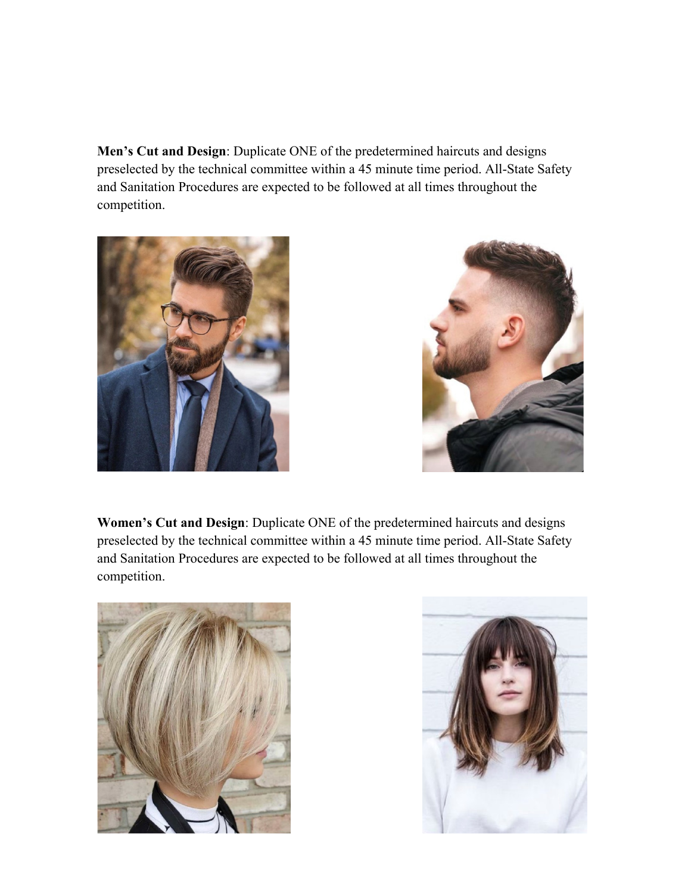**Men's Cut and Design**: Duplicate ONE of the predetermined haircuts and designs preselected by the technical committee within a 45 minute time period. All-State Safety and Sanitation Procedures are expected to be followed at all times throughout the competition.

**Women's Cut and Design**: Duplicate ONE of the predetermined haircuts and designs preselected by the technical committee within a 45 minute time period. All-State Safety and Sanitation Procedures are expected to be followed at all times throughout the competition.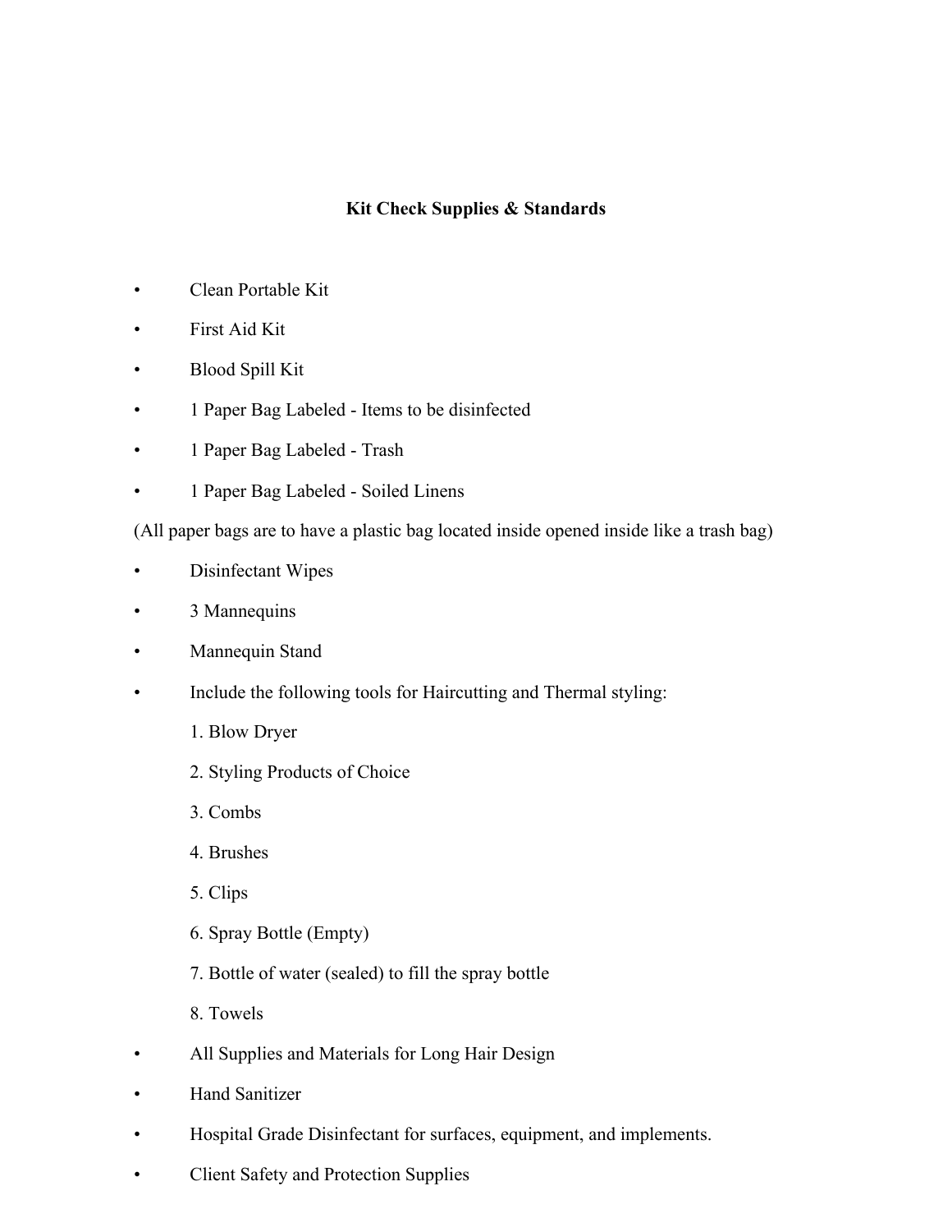**Kit Check Supplies & Standards**

- Clean Portable Kit
- First Aid Kit
- Blood Spill Kit
- 1 Paper Bag Labeled - Items to be disinfected
- 1 Paper Bag Labeled - Trash
- 1 Paper Bag Labeled - Soiled Linens

(All paper bags are to have a plastic bag located inside opened inside like a trash bag)

- Disinfectant Wipes
- 3 Mannequins
- Mannequin Stand
- Include the following tools for Haircutting and Thermal styling:
  1. Blow Dryer
  2. Styling Products of Choice
  3. Combs
  4. Brushes
  5. Clips
  6. Spray Bottle (Empty)
  7. Bottle of water (sealed) to fill the spray bottle
  8. Towels
- All Supplies and Materials for Long Hair Design
- Hand Sanitizer
- Hospital Grade Disinfectant for surfaces, equipment, and implements.
- Client Safety and Protection Supplies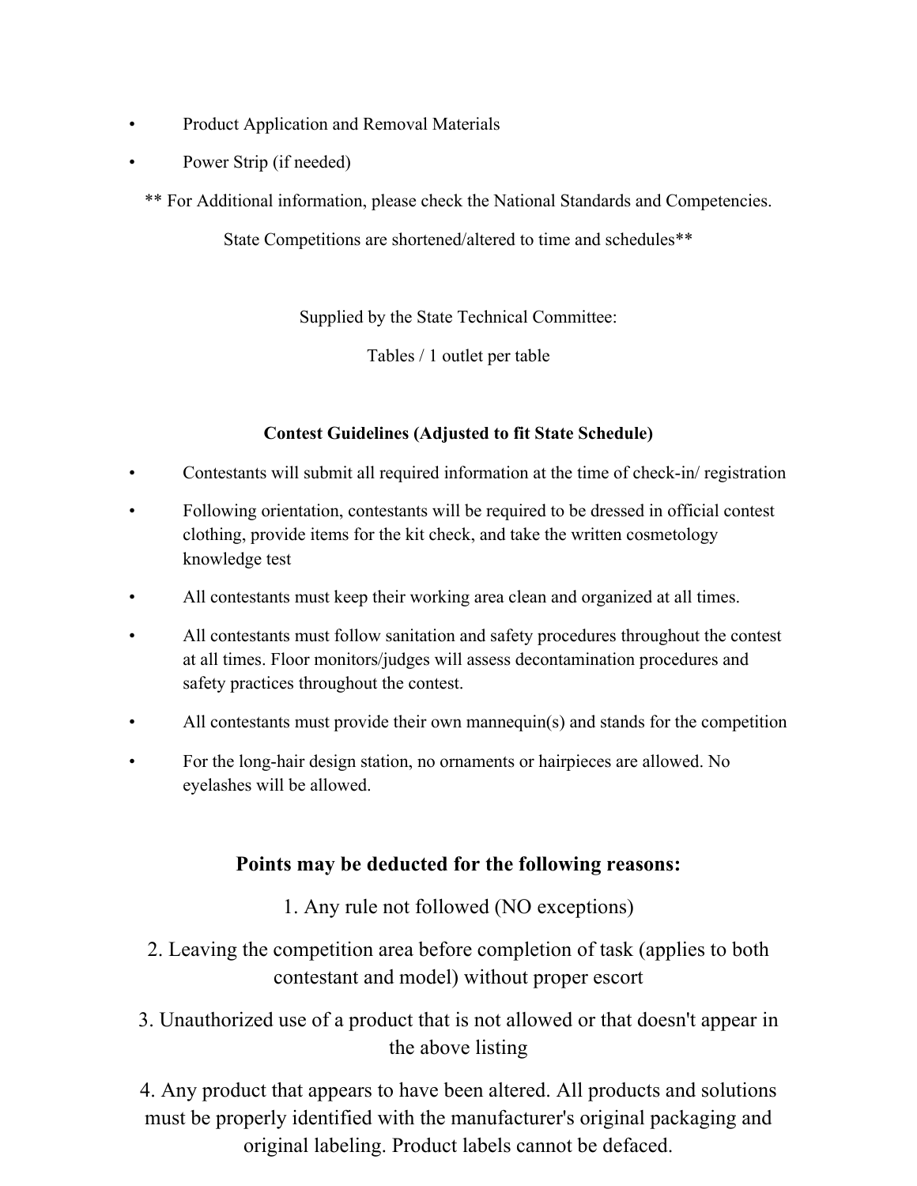- Product Application and Removal Materials
- Power Strip (if needed)

** For Additional information, please check the National Standards and Competencies.

State Competitions are shortened/altered to time and schedules**

Supplied by the State Technical Committee:

Tables / 1 outlet per table

**Contest Guidelines (Adjusted to fit State Schedule)**

- Contestants will submit all required information at the time of check-in/ registration
- Following orientation, contestants will be required to be dressed in official contest clothing, provide items for the kit check, and take the written cosmetology knowledge test
- All contestants must keep their working area clean and organized at all times.
- All contestants must follow sanitation and safety procedures throughout the contest at all times. Floor monitors/judges will assess decontamination procedures and safety practices throughout the contest.
- All contestants must provide their own mannequin(s) and stands for the competition
- For the long-hair design station, no ornaments or hairpieces are allowed. No eyelashes will be allowed.

## Points may be deducted for the following reasons:

1. Any rule not followed (NO exceptions)
2. Leaving the competition area before completion of task (applies to both contestant and model) without proper escort
3. Unauthorized use of a product that is not allowed or that doesn't appear in the above listing
4. Any product that appears to have been altered. All products and solutions must be properly identified with the manufacturer's original packaging and original labeling. Product labels cannot be defaced.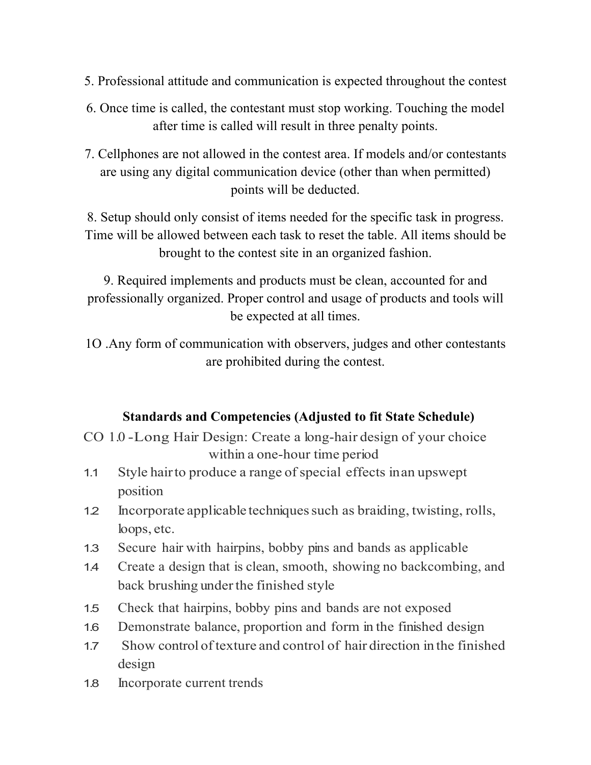5. Professional attitude and communication is expected throughout the contest

6. Once time is called, the contestant must stop working. Touching the model after time is called will result in three penalty points.

7. Cellphones are not allowed in the contest area. If models and/or contestants are using any digital communication device (other than when permitted) points will be deducted.

8. Setup should only consist of items needed for the specific task in progress. Time will be allowed between each task to reset the table. All items should be brought to the contest site in an organized fashion.

9. Required implements and products must be clean, accounted for and professionally organized. Proper control and usage of products and tools will be expected at all times.

1O .Any form of communication with observers, judges and other contestants are prohibited during the contest.

**Standards and Competencies (Adjusted to fit State Schedule)**

CO 1.0 -Long Hair Design: Create a long-hair design of your choice within a one-hour time period

- 1.1 Style hair to produce a range of special effects in an upswept position
- 1.2 Incorporate applicable techniques such as braiding, twisting, rolls, loops, etc.
- 1.3 Secure hair with hairpins, bobby pins and bands as applicable
- 1.4 Create a design that is clean, smooth, showing no backcombing, and back brushing under the finished style
- 1.5 Check that hairpins, bobby pins and bands are not exposed
- 1.6 Demonstrate balance, proportion and form in the finished design
- 1.7 Show control of texture and control of hair direction in the finished design
- 1.8 Incorporate current trends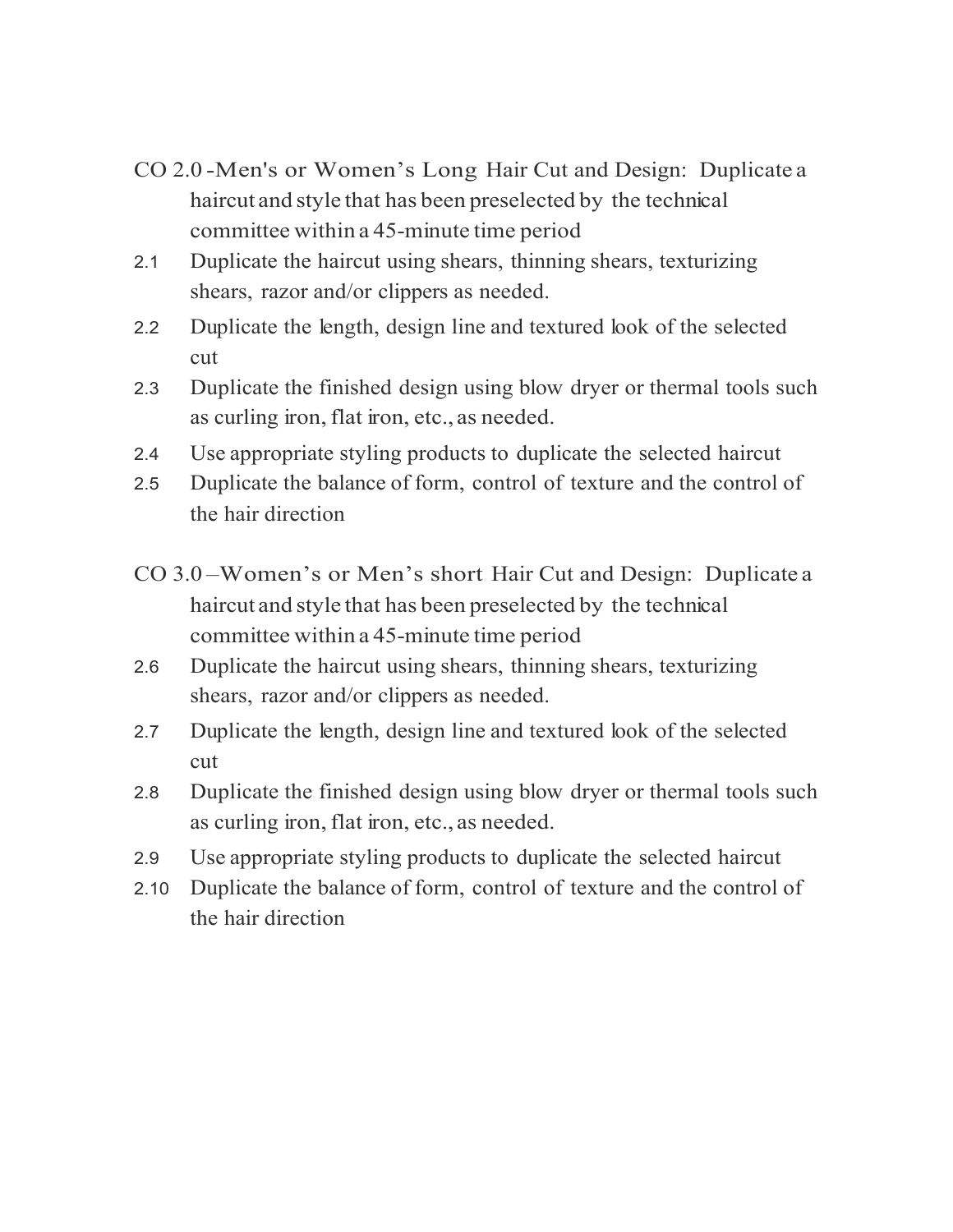CO 2.0 -Men's or Women's Long Hair Cut and Design: Duplicate a haircut and style that has been preselected by the technical committee within a 45-minute time period

2.1 Duplicate the haircut using shears, thinning shears, texturizing shears, razor and/or clippers as needed.

2.2 Duplicate the length, design line and textured look of the selected cut

2.3 Duplicate the finished design using blow dryer or thermal tools such as curling iron, flat iron, etc., as needed.

2.4 Use appropriate styling products to duplicate the selected haircut

2.5 Duplicate the balance of form, control of texture and the control of the hair direction

CO 3.0 –Women's or Men's short Hair Cut and Design: Duplicate a haircut and style that has been preselected by the technical committee within a 45-minute time period

2.6 Duplicate the haircut using shears, thinning shears, texturizing shears, razor and/or clippers as needed.

2.7 Duplicate the length, design line and textured look of the selected cut

2.8 Duplicate the finished design using blow dryer or thermal tools such as curling iron, flat iron, etc., as needed.

2.9 Use appropriate styling products to duplicate the selected haircut

2.10 Duplicate the balance of form, control of texture and the control of the hair direction